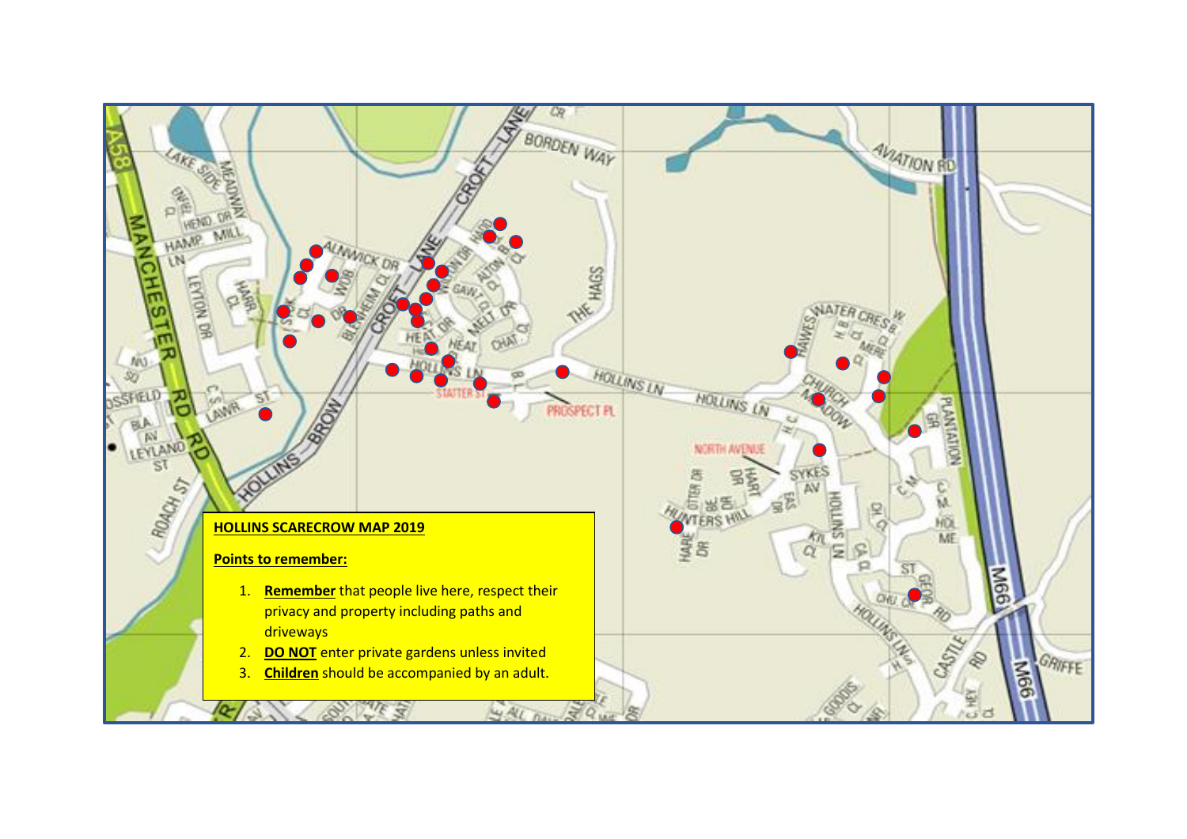**HOLLINS SCARECROW MAP 2019**

**Points to remember:**

1. **Remember** that people live here, respect their privacy and property including paths and driveways
2. **DO NOT** enter private gardens unless invited
3. **Children** should be accompanied by an adult.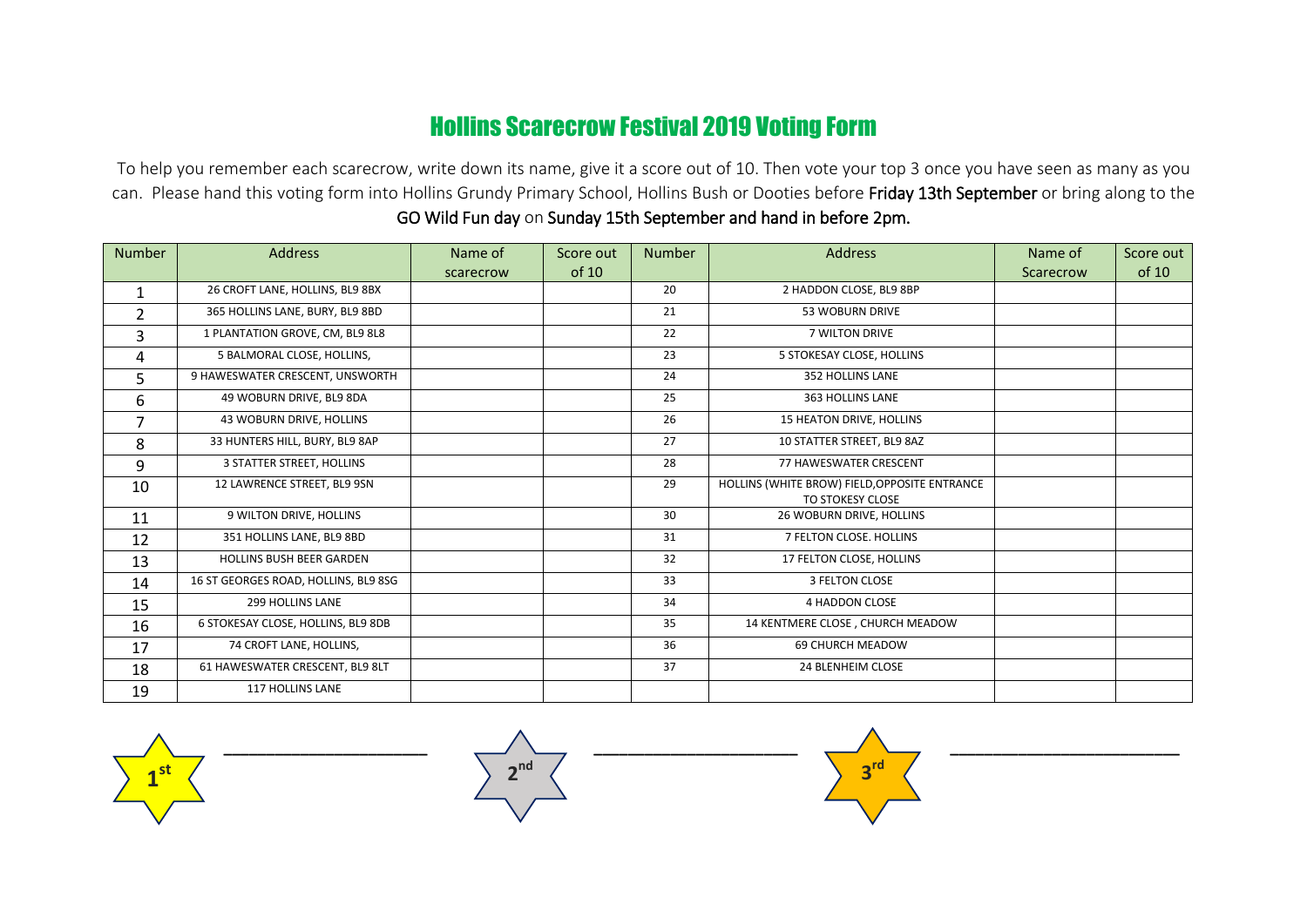# Hollins Scarecrow Festival 2019 Voting Form

To help you remember each scarecrow, write down its name, give it a score out of 10. Then vote your top 3 once you have seen as many as you can. Please hand this voting form into Hollins Grundy Primary School, Hollins Bush or Dooties before **Friday 13th September** or bring along to the **GO Wild Fun day** on **Sunday 15th September and hand in before 2pm.**

| Number | Address | Name of scarecrow | Score out of 10 | Number | Address | Name of Scarecrow | Score out of 10 |
|---|---|---|---|---|---|---|---|
| 1 | 26 CROFT LANE, HOLLINS, BL9 8BX | | | 20 | 2 HADDON CLOSE, BL9 8BP | | |
| 2 | 365 HOLLINS LANE, BURY, BL9 8BD | | | 21 | 53 WOBURN DRIVE | | |
| 3 | 1 PLANTATION GROVE, CM, BL9 8L8 | | | 22 | 7 WILTON DRIVE | | |
| 4 | 5 BALMORAL CLOSE, HOLLINS, | | | 23 | 5 STOKESAY CLOSE, HOLLINS | | |
| 5 | 9 HAWESWATER CRESCENT, UNSWORTH | | | 24 | 352 HOLLINS LANE | | |
| 6 | 49 WOBURN DRIVE, BL9 8DA | | | 25 | 363 HOLLINS LANE | | |
| 7 | 43 WOBURN DRIVE, HOLLINS | | | 26 | 15 HEATON DRIVE, HOLLINS | | |
| 8 | 33 HUNTERS HILL, BURY, BL9 8AP | | | 27 | 10 STATTER STREET, BL9 8AZ | | |
| 9 | 3 STATTER STREET, HOLLINS | | | 28 | 77 HAWESWATER CRESCENT | | |
| 10 | 12 LAWRENCE STREET, BL9 9SN | | | 29 | HOLLINS (WHITE BROW) FIELD,OPPOSITE ENTRANCE TO STOKESY CLOSE | | |
| 11 | 9 WILTON DRIVE, HOLLINS | | | 30 | 26 WOBURN DRIVE, HOLLINS | | |
| 12 | 351 HOLLINS LANE, BL9 8BD | | | 31 | 7 FELTON CLOSE. HOLLINS | | |
| 13 | HOLLINS BUSH BEER GARDEN | | | 32 | 17 FELTON CLOSE, HOLLINS | | |
| 14 | 16 ST GEORGES ROAD, HOLLINS, BL9 8SG | | | 33 | 3 FELTON CLOSE | | |
| 15 | 299 HOLLINS LANE | | | 34 | 4 HADDON CLOSE | | |
| 16 | 6 STOKESAY CLOSE, HOLLINS, BL9 8DB | | | 35 | 14 KENTMERE CLOSE , CHURCH MEADOW | | |
| 17 | 74 CROFT LANE, HOLLINS, | | | 36 | 69 CHURCH MEADOW | | |
| 18 | 61 HAWESWATER CRESCENT, BL9 8LT | | | 37 | 24 BLENHEIM CLOSE | | |
| 19 | 117 HOLLINS LANE | | | | | | |

1st ______________________ 2nd ______________________ 3rd ______________________